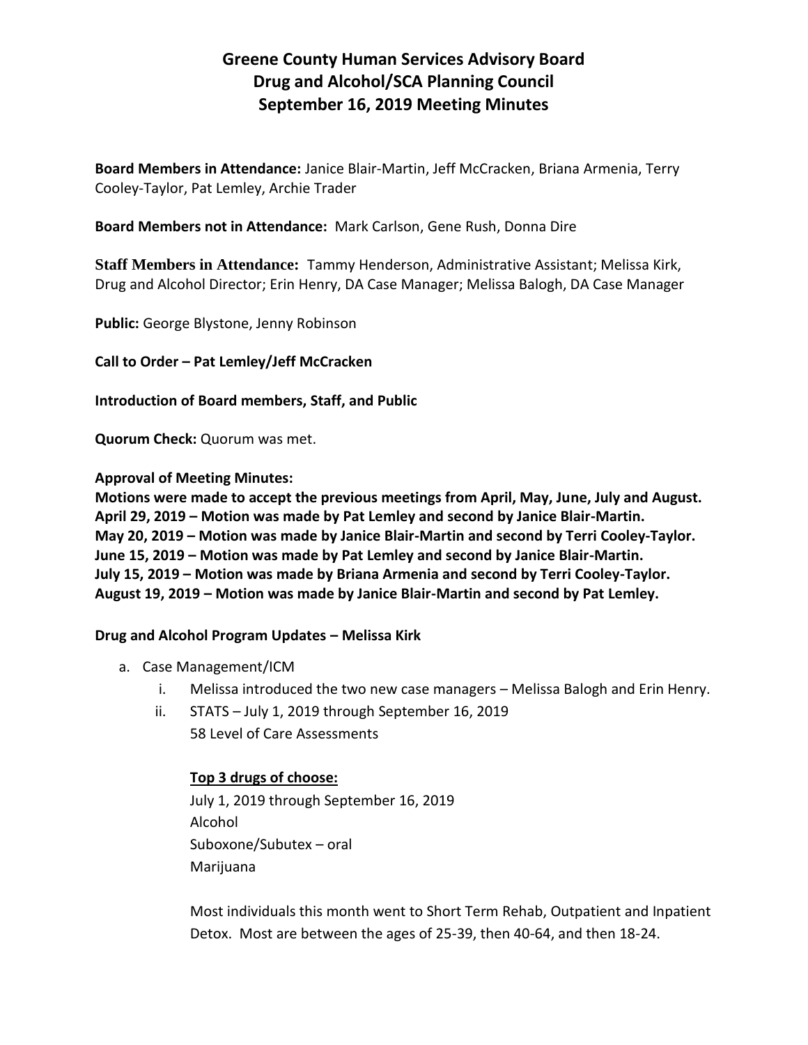# Greene County Human Services Advisory Board
## Drug and Alcohol/SCA Planning Council
## September 16, 2019 Meeting Minutes

**Board Members in Attendance:** Janice Blair-Martin, Jeff McCracken, Briana Armenia, Terry Cooley-Taylor, Pat Lemley, Archie Trader

**Board Members not in Attendance:** Mark Carlson, Gene Rush, Donna Dire

**Staff Members in Attendance:** Tammy Henderson, Administrative Assistant; Melissa Kirk, Drug and Alcohol Director; Erin Henry, DA Case Manager; Melissa Balogh, DA Case Manager

**Public:** George Blystone, Jenny Robinson

**Call to Order – Pat Lemley/Jeff McCracken**

**Introduction of Board members, Staff, and Public**

**Quorum Check:** Quorum was met.

**Approval of Meeting Minutes:**

**Motions were made to accept the previous meetings from April, May, June, July and August.**
**April 29, 2019 – Motion was made by Pat Lemley and second by Janice Blair-Martin.**
**May 20, 2019 – Motion was made by Janice Blair-Martin and second by Terri Cooley-Taylor.**
**June 15, 2019 – Motion was made by Pat Lemley and second by Janice Blair-Martin.**
**July 15, 2019 – Motion was made by Briana Armenia and second by Terri Cooley-Taylor.**
**August 19, 2019 – Motion was made by Janice Blair-Martin and second by Pat Lemley.**

**Drug and Alcohol Program Updates – Melissa Kirk**

a. Case Management/ICM
   i. Melissa introduced the two new case managers – Melissa Balogh and Erin Henry.
   ii. STATS – July 1, 2019 through September 16, 2019
   58 Level of Care Assessments

   **<u>Top 3 drugs of choose:</u>**
   July 1, 2019 through September 16, 2019
   Alcohol
   Suboxone/Subutex – oral
   Marijuana

   Most individuals this month went to Short Term Rehab, Outpatient and Inpatient Detox. Most are between the ages of 25-39, then 40-64, and then 18-24.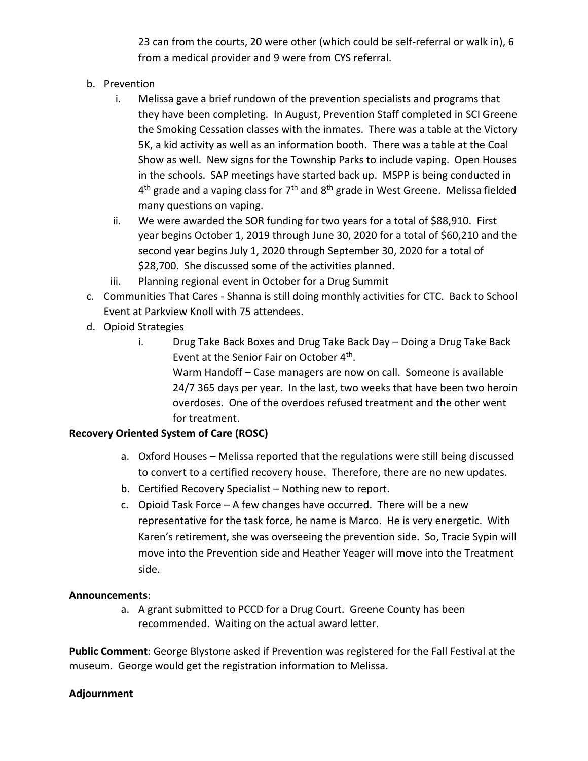23 can from the courts, 20 were other (which could be self-referral or walk in), 6 from a medical provider and 9 were from CYS referral.

b. Prevention
   i. Melissa gave a brief rundown of the prevention specialists and programs that they have been completing. In August, Prevention Staff completed in SCI Greene the Smoking Cessation classes with the inmates. There was a table at the Victory 5K, a kid activity as well as an information booth. There was a table at the Coal Show as well. New signs for the Township Parks to include vaping. Open Houses in the schools. SAP meetings have started back up. MSPP is being conducted in 4th grade and a vaping class for 7th and 8th grade in West Greene. Melissa fielded many questions on vaping.
   ii. We were awarded the SOR funding for two years for a total of $88,910. First year begins October 1, 2019 through June 30, 2020 for a total of $60,210 and the second year begins July 1, 2020 through September 30, 2020 for a total of $28,700. She discussed some of the activities planned.
   iii. Planning regional event in October for a Drug Summit

c. Communities That Cares - Shanna is still doing monthly activities for CTC. Back to School Event at Parkview Knoll with 75 attendees.

d. Opioid Strategies
   i. Drug Take Back Boxes and Drug Take Back Day – Doing a Drug Take Back Event at the Senior Fair on October 4th.
      Warm Handoff – Case managers are now on call. Someone is available 24/7 365 days per year. In the last, two weeks that have been two heroin overdoses. One of the overdoes refused treatment and the other went for treatment.

**Recovery Oriented System of Care (ROSC)**

a. Oxford Houses – Melissa reported that the regulations were still being discussed to convert to a certified recovery house. Therefore, there are no new updates.
b. Certified Recovery Specialist – Nothing new to report.
c. Opioid Task Force – A few changes have occurred. There will be a new representative for the task force, he name is Marco. He is very energetic. With Karen's retirement, she was overseeing the prevention side. So, Tracie Sypin will move into the Prevention side and Heather Yeager will move into the Treatment side.

**Announcements**:

a. A grant submitted to PCCD for a Drug Court. Greene County has been recommended. Waiting on the actual award letter.

**Public Comment**: George Blystone asked if Prevention was registered for the Fall Festival at the museum. George would get the registration information to Melissa.

**Adjournment**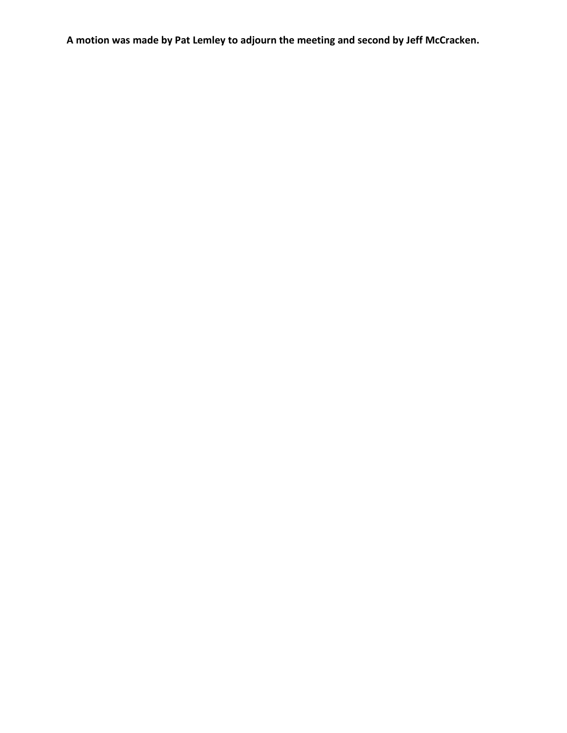**A motion was made by Pat Lemley to adjourn the meeting and second by Jeff McCracken.**